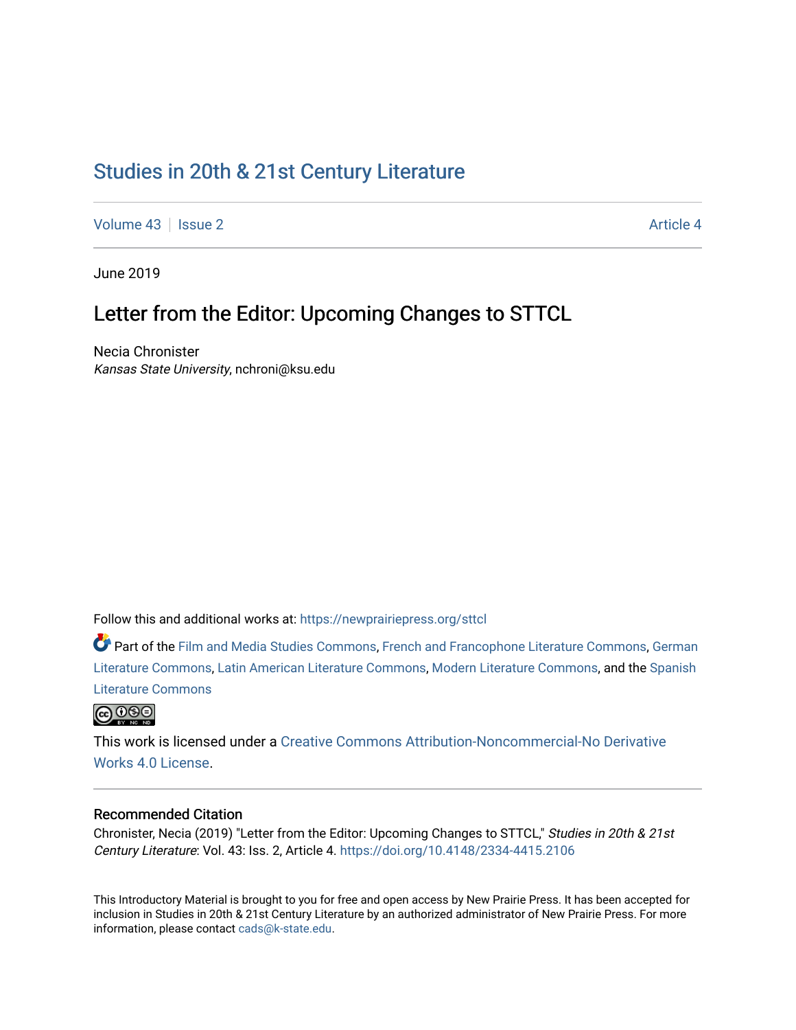# Studies in 20th & 21st Century Literature

Volume 43 | Issue 2 | Article 4

June 2019

## Letter from the Editor: Upcoming Changes to STTCL

Necia Chronister
*Kansas State University*, nchroni@ksu.edu

Follow this and additional works at: https://newprairiepress.org/sttcl

Part of the Film and Media Studies Commons, French and Francophone Literature Commons, German Literature Commons, Latin American Literature Commons, Modern Literature Commons, and the Spanish Literature Commons

This work is licensed under a Creative Commons Attribution-Noncommercial-No Derivative Works 4.0 License.

### Recommended Citation

Chronister, Necia (2019) "Letter from the Editor: Upcoming Changes to STTCL," *Studies in 20th & 21st Century Literature*: Vol. 43: Iss. 2, Article 4. https://doi.org/10.4148/2334-4415.2106

This Introductory Material is brought to you for free and open access by New Prairie Press. It has been accepted for inclusion in Studies in 20th & 21st Century Literature by an authorized administrator of New Prairie Press. For more information, please contact cads@k-state.edu.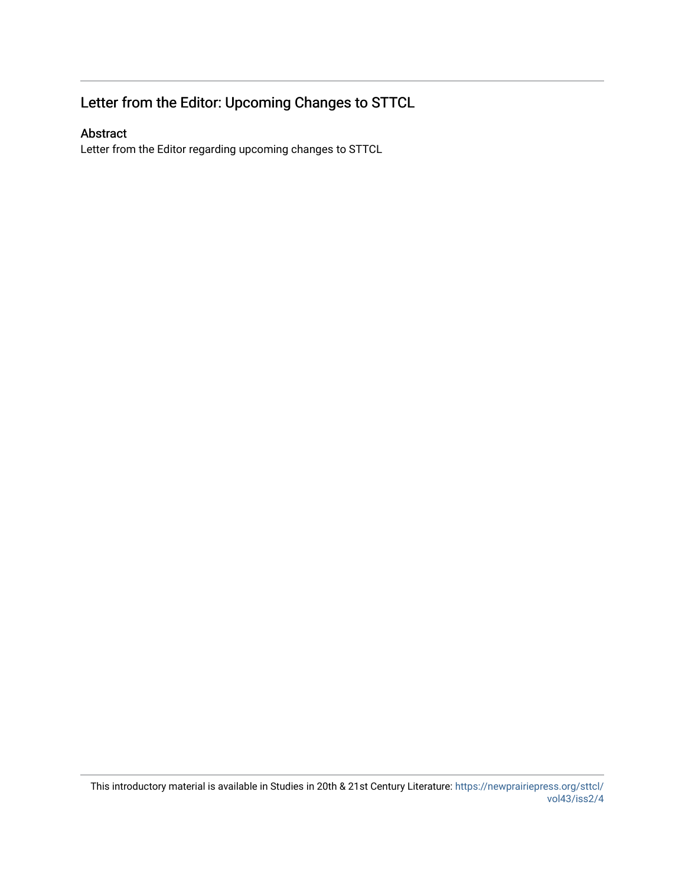# Letter from the Editor: Upcoming Changes to STTCL

## Abstract

Letter from the Editor regarding upcoming changes to STTCL

This introductory material is available in Studies in 20th & 21st Century Literature: https://newprairiepress.org/sttcl/vol43/iss2/4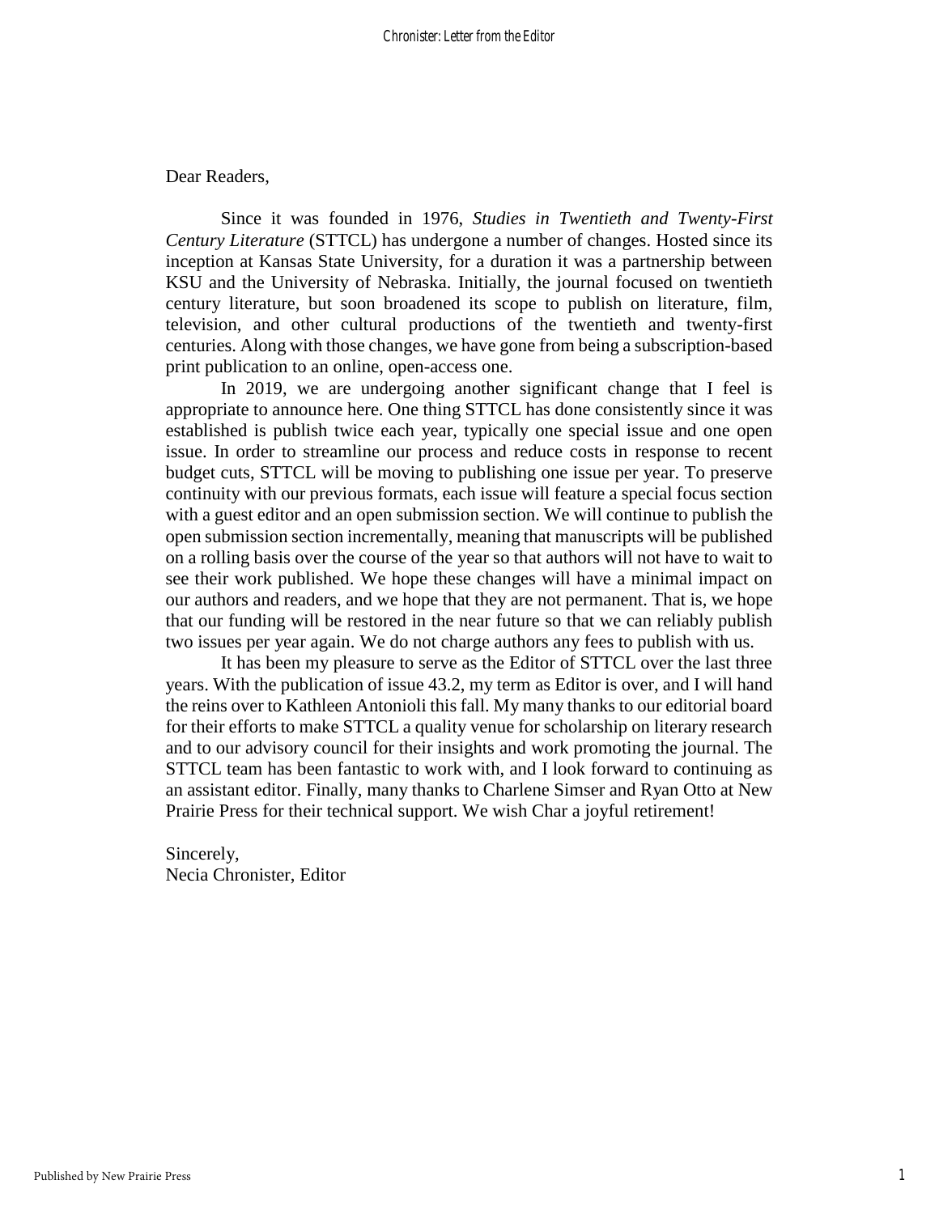Dear Readers,

Since it was founded in 1976, *Studies in Twentieth and Twenty-First Century Literature* (STTCL) has undergone a number of changes. Hosted since its inception at Kansas State University, for a duration it was a partnership between KSU and the University of Nebraska. Initially, the journal focused on twentieth century literature, but soon broadened its scope to publish on literature, film, television, and other cultural productions of the twentieth and twenty-first centuries. Along with those changes, we have gone from being a subscription-based print publication to an online, open-access one.

In 2019, we are undergoing another significant change that I feel is appropriate to announce here. One thing STTCL has done consistently since it was established is publish twice each year, typically one special issue and one open issue. In order to streamline our process and reduce costs in response to recent budget cuts, STTCL will be moving to publishing one issue per year. To preserve continuity with our previous formats, each issue will feature a special focus section with a guest editor and an open submission section. We will continue to publish the open submission section incrementally, meaning that manuscripts will be published on a rolling basis over the course of the year so that authors will not have to wait to see their work published. We hope these changes will have a minimal impact on our authors and readers, and we hope that they are not permanent. That is, we hope that our funding will be restored in the near future so that we can reliably publish two issues per year again. We do not charge authors any fees to publish with us.

It has been my pleasure to serve as the Editor of STTCL over the last three years. With the publication of issue 43.2, my term as Editor is over, and I will hand the reins over to Kathleen Antonioli this fall. My many thanks to our editorial board for their efforts to make STTCL a quality venue for scholarship on literary research and to our advisory council for their insights and work promoting the journal. The STTCL team has been fantastic to work with, and I look forward to continuing as an assistant editor. Finally, many thanks to Charlene Simser and Ryan Otto at New Prairie Press for their technical support. We wish Char a joyful retirement!

Sincerely,
Necia Chronister, Editor